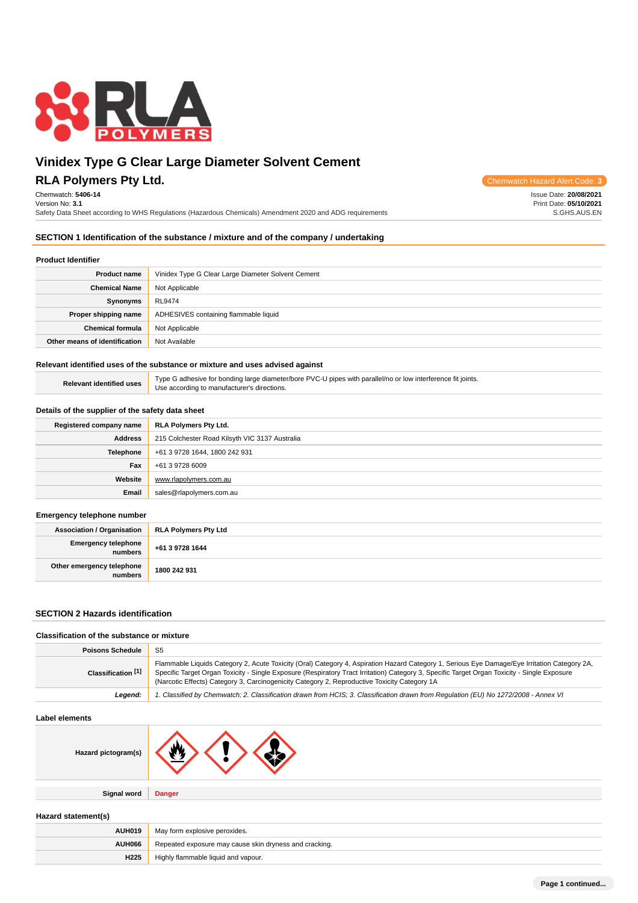# Vinidex Type G Clear Large Diameter Solvent Cement

## RLA Polymers Pty Ltd.

Chemwatch Hazard Alert Code: **3**

Chemwatch: **5406-14**
Version No: **3.1**
Safety Data Sheet according to WHS Regulations (Hazardous Chemicals) Amendment 2020 and ADG requirements

Issue Date: **20/08/2021**
Print Date: **05/10/2021**
S.GHS.AUS.EN

## SECTION 1 Identification of the substance / mixture and of the company / undertaking

### Product Identifier

| | |
|---|---|
| **Product name** | Vinidex Type G Clear Large Diameter Solvent Cement |
| **Chemical Name** | Not Applicable |
| **Synonyms** | RL9474 |
| **Proper shipping name** | ADHESIVES containing flammable liquid |
| **Chemical formula** | Not Applicable |
| **Other means of identification** | Not Available |

### Relevant identified uses of the substance or mixture and uses advised against

| | |
|---|---|
| **Relevant identified uses** | Type G adhesive for bonding large diameter/bore PVC-U pipes with parallel/no or low interference fit joints.<br>Use according to manufacturer's directions. |

### Details of the supplier of the safety data sheet

| | |
|---|---|
| **Registered company name** | **RLA Polymers Pty Ltd.** |
| **Address** | 215 Colchester Road Kilsyth VIC 3137 Australia |
| **Telephone** | +61 3 9728 1644, 1800 242 931 |
| **Fax** | +61 3 9728 6009 |
| **Website** | www.rlapolymers.com.au |
| **Email** | sales@rlapolymers.com.au |

### Emergency telephone number

| | |
|---|---|
| **Association / Organisation** | **RLA Polymers Pty Ltd** |
| **Emergency telephone numbers** | **+61 3 9728 1644** |
| **Other emergency telephone numbers** | **1800 242 931** |

## SECTION 2 Hazards identification

### Classification of the substance or mixture

| | |
|---|---|
| **Poisons Schedule** | S5 |
| **Classification [1]** | Flammable Liquids Category 2, Acute Toxicity (Oral) Category 4, Aspiration Hazard Category 1, Serious Eye Damage/Eye Irritation Category 2A, Specific Target Organ Toxicity - Single Exposure (Respiratory Tract Irritation) Category 3, Specific Target Organ Toxicity - Single Exposure (Narcotic Effects) Category 3, Carcinogenicity Category 2, Reproductive Toxicity Category 1A |
| ***Legend:*** | *1. Classified by Chemwatch; 2. Classification drawn from HCIS; 3. Classification drawn from Regulation (EU) No 1272/2008 - Annex VI* |

### Label elements

| | |
|---|---|
| **Hazard pictogram(s)** | |
| **Signal word** | **Danger** |

### Hazard statement(s)

| | |
|---|---|
| **AUH019** | May form explosive peroxides. |
| **AUH066** | Repeated exposure may cause skin dryness and cracking. |
| **H225** | Highly flammable liquid and vapour. |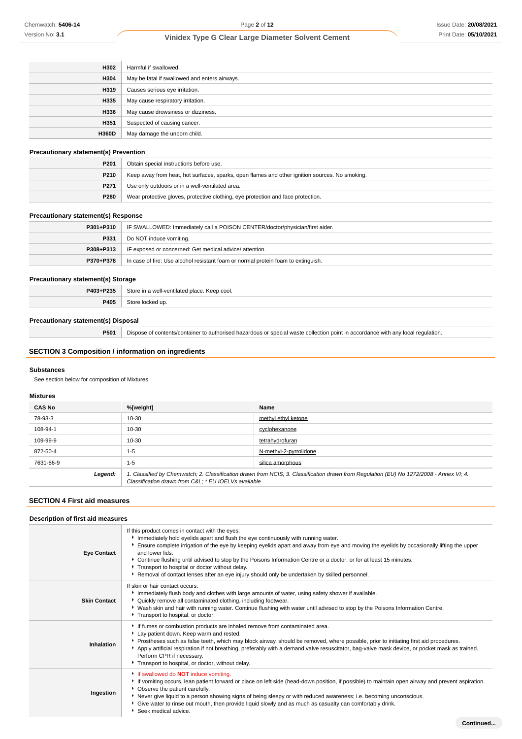| | |
|---|---|
| **H302** | Harmful if swallowed. |
| **H304** | May be fatal if swallowed and enters airways. |
| **H319** | Causes serious eye irritation. |
| **H335** | May cause respiratory irritation. |
| **H336** | May cause drowsiness or dizziness. |
| **H351** | Suspected of causing cancer. |
| **H360D** | May damage the unborn child. |

### Precautionary statement(s) Prevention

| | |
|---|---|
| **P201** | Obtain special instructions before use. |
| **P210** | Keep away from heat, hot surfaces, sparks, open flames and other ignition sources. No smoking. |
| **P271** | Use only outdoors or in a well-ventilated area. |
| **P280** | Wear protective gloves, protective clothing, eye protection and face protection. |

### Precautionary statement(s) Response

| | |
|---|---|
| **P301+P310** | IF SWALLOWED: Immediately call a POISON CENTER/doctor/physician/first aider. |
| **P331** | Do NOT induce vomiting. |
| **P308+P313** | IF exposed or concerned: Get medical advice/ attention. |
| **P370+P378** | In case of fire: Use alcohol resistant foam or normal protein foam to extinguish. |

### Precautionary statement(s) Storage

| | |
|---|---|
| **P403+P235** | Store in a well-ventilated place. Keep cool. |
| **P405** | Store locked up. |

### Precautionary statement(s) Disposal

| | |
|---|---|
| **P501** | Dispose of contents/container to authorised hazardous or special waste collection point in accordance with any local regulation. |

## SECTION 3 Composition / information on ingredients

### Substances

See section below for composition of Mixtures

### Mixtures

| CAS No | %[weight] | Name |
|---|---|---|
| 78-93-3 | 10-30 | methyl ethyl ketone |
| 108-94-1 | 10-30 | cyclohexanone |
| 109-99-9 | 10-30 | tetrahydrofuran |
| 872-50-4 | 1-5 | N-methyl-2-pyrrolidone |
| 7631-86-9 | 1-5 | silica amorphous |
| ***Legend:*** | *1. Classified by Chemwatch; 2. Classification drawn from HCIS; 3. Classification drawn from Regulation (EU) No 1272/2008 - Annex VI; 4. Classification drawn from C&L; * EU IOELVs available* | |

## SECTION 4 First aid measures

### Description of first aid measures

| | |
|---|---|
| **Eye Contact** | If this product comes in contact with the eyes:<br>▸ Immediately hold eyelids apart and flush the eye continuously with running water.<br>▸ Ensure complete irrigation of the eye by keeping eyelids apart and away from eye and moving the eyelids by occasionally lifting the upper and lower lids.<br>▸ Continue flushing until advised to stop by the Poisons Information Centre or a doctor, or for at least 15 minutes.<br>▸ Transport to hospital or doctor without delay.<br>▸ Removal of contact lenses after an eye injury should only be undertaken by skilled personnel. |
| **Skin Contact** | If skin or hair contact occurs:<br>▸ Immediately flush body and clothes with large amounts of water, using safety shower if available.<br>▸ Quickly remove all contaminated clothing, including footwear.<br>▸ Wash skin and hair with running water. Continue flushing with water until advised to stop by the Poisons Information Centre.<br>▸ Transport to hospital, or doctor. |
| **Inhalation** | ▸ If fumes or combustion products are inhaled remove from contaminated area.<br>▸ Lay patient down. Keep warm and rested.<br>▸ Prostheses such as false teeth, which may block airway, should be removed, where possible, prior to initiating first aid procedures.<br>▸ Apply artificial respiration if not breathing, preferably with a demand valve resuscitator, bag-valve mask device, or pocket mask as trained. Perform CPR if necessary.<br>▸ Transport to hospital, or doctor, without delay. |
| **Ingestion** | ▸ If swallowed do **NOT** induce vomiting.<br>▸ If vomiting occurs, lean patient forward or place on left side (head-down position, if possible) to maintain open airway and prevent aspiration.<br>▸ Observe the patient carefully.<br>▸ Never give liquid to a person showing signs of being sleepy or with reduced awareness; i.e. becoming unconscious.<br>▸ Give water to rinse out mouth, then provide liquid slowly and as much as casualty can comfortably drink.<br>▸ Seek medical advice. |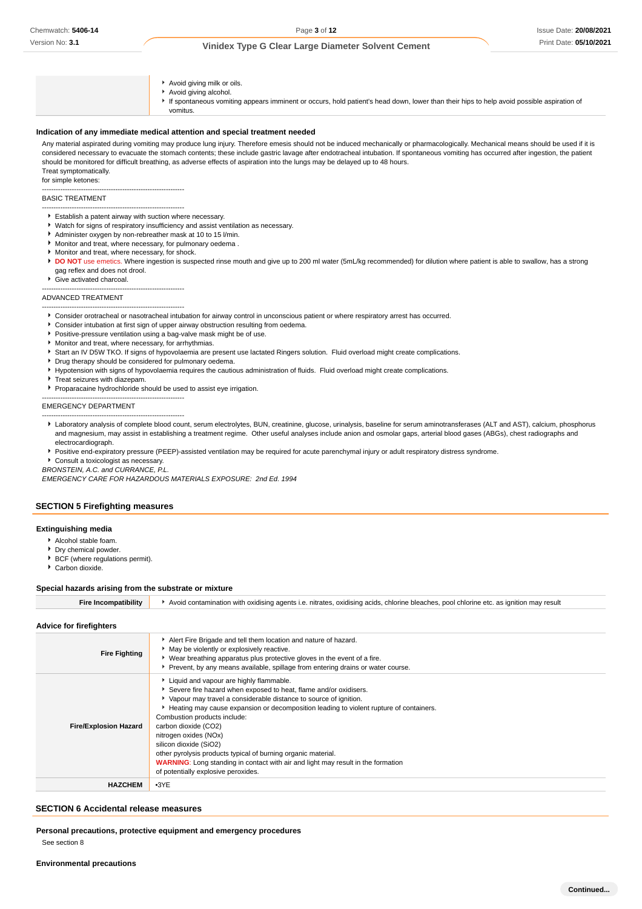| | |
|---|---|
| | - Avoid giving milk or oils.<br>- Avoid giving alcohol.<br>- If spontaneous vomiting appears imminent or occurs, hold patient's head down, lower than their hips to help avoid possible aspiration of vomitus. |

### Indication of any immediate medical attention and special treatment needed

Any material aspirated during vomiting may produce lung injury. Therefore emesis should not be induced mechanically or pharmacologically. Mechanical means should be used if it is considered necessary to evacuate the stomach contents; these include gastric lavage after endotracheal intubation. If spontaneous vomiting has occurred after ingestion, the patient should be monitored for difficult breathing, as adverse effects of aspiration into the lungs may be delayed up to 48 hours.
Treat symptomatically.
for simple ketones:

--------------------------------------------------------------
BASIC TREATMENT
--------------------------------------------------------------

- Establish a patent airway with suction where necessary.
- Watch for signs of respiratory insufficiency and assist ventilation as necessary.
- Administer oxygen by non-rebreather mask at 10 to 15 l/min.
- Monitor and treat, where necessary, for pulmonary oedema .
- Monitor and treat, where necessary, for shock.
- **DO NOT** use emetics. Where ingestion is suspected rinse mouth and give up to 200 ml water (5mL/kg recommended) for dilution where patient is able to swallow, has a strong gag reflex and does not drool.
- Give activated charcoal.

--------------------------------------------------------------
ADVANCED TREATMENT
--------------------------------------------------------------

- Consider orotracheal or nasotracheal intubation for airway control in unconscious patient or where respiratory arrest has occurred.
- Consider intubation at first sign of upper airway obstruction resulting from oedema.
- Positive-pressure ventilation using a bag-valve mask might be of use.
- Monitor and treat, where necessary, for arrhythmias.
- Start an IV D5W TKO. If signs of hypovolaemia are present use lactated Ringers solution. Fluid overload might create complications.
- Drug therapy should be considered for pulmonary oedema.
- Hypotension with signs of hypovolaemia requires the cautious administration of fluids. Fluid overload might create complications.
- Treat seizures with diazepam.
- Proparacaine hydrochloride should be used to assist eye irrigation.

--------------------------------------------------------------
EMERGENCY DEPARTMENT
--------------------------------------------------------------

- Laboratory analysis of complete blood count, serum electrolytes, BUN, creatinine, glucose, urinalysis, baseline for serum aminotransferases (ALT and AST), calcium, phosphorus and magnesium, may assist in establishing a treatment regime. Other useful analyses include anion and osmolar gaps, arterial blood gases (ABGs), chest radiographs and electrocardiograph.
- Positive end-expiratory pressure (PEEP)-assisted ventilation may be required for acute parenchymal injury or adult respiratory distress syndrome.
- Consult a toxicologist as necessary.

*BRONSTEIN, A.C. and CURRANCE, P.L.*
*EMERGENCY CARE FOR HAZARDOUS MATERIALS EXPOSURE: 2nd Ed. 1994*

## SECTION 5 Firefighting measures

### Extinguishing media

- Alcohol stable foam.
- Dry chemical powder.
- BCF (where regulations permit).
- Carbon dioxide.

### Special hazards arising from the substrate or mixture

| | |
|---|---|
| **Fire Incompatibility** | - Avoid contamination with oxidising agents i.e. nitrates, oxidising acids, chlorine bleaches, pool chlorine etc. as ignition may result |

### Advice for firefighters

| | |
|---|---|
| **Fire Fighting** | - Alert Fire Brigade and tell them location and nature of hazard.<br>- May be violently or explosively reactive.<br>- Wear breathing apparatus plus protective gloves in the event of a fire.<br>- Prevent, by any means available, spillage from entering drains or water course. |
| **Fire/Explosion Hazard** | - Liquid and vapour are highly flammable.<br>- Severe fire hazard when exposed to heat, flame and/or oxidisers.<br>- Vapour may travel a considerable distance to source of ignition.<br>- Heating may cause expansion or decomposition leading to violent rupture of containers.<br>Combustion products include:<br>carbon dioxide ($CO_2$)<br>nitrogen oxides (NOx)<br>silicon dioxide ($SiO_2$)<br>other pyrolysis products typical of burning organic material.<br>**WARNING**: Long standing in contact with air and light may result in the formation of potentially explosive peroxides. |
| **HAZCHEM** | •3YE |

## SECTION 6 Accidental release measures

### Personal precautions, protective equipment and emergency procedures

See section 8

### Environmental precautions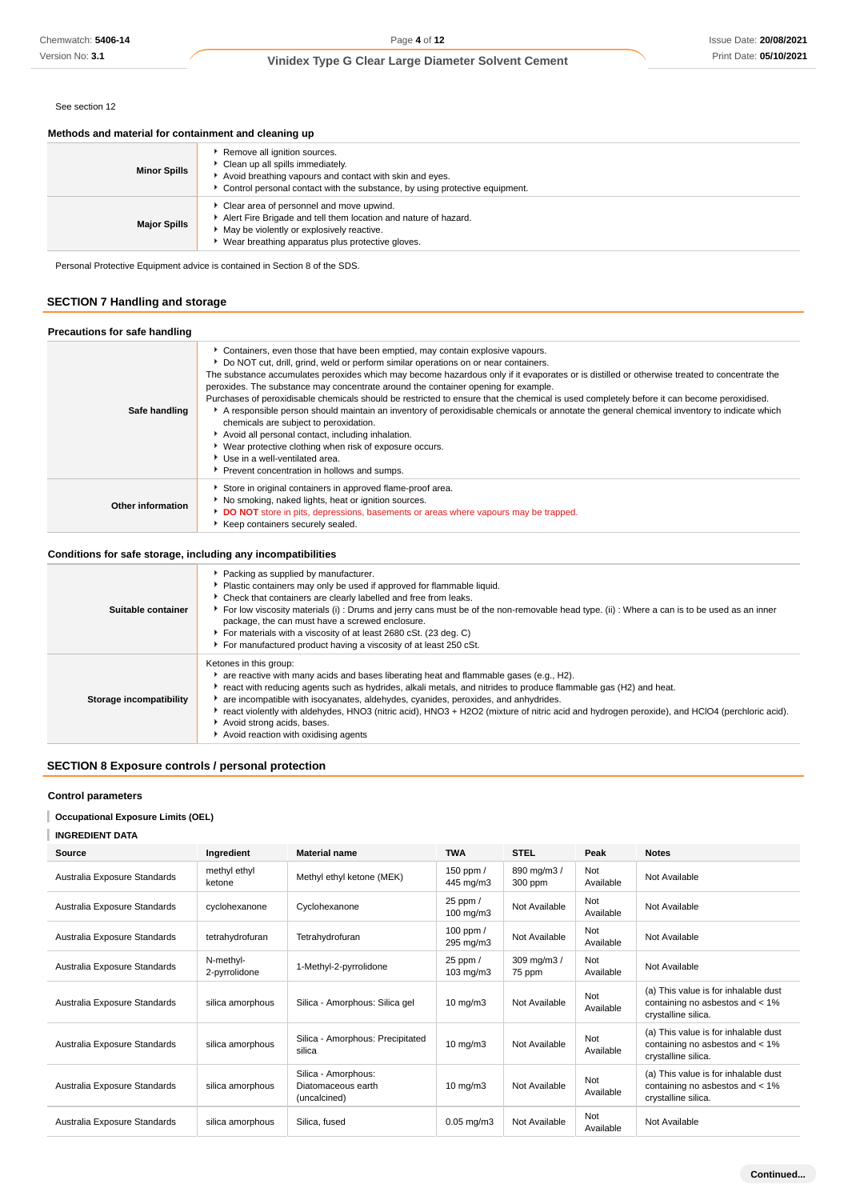See section 12

### Methods and material for containment and cleaning up

| | |
|---|---|
| **Minor Spills** | - Remove all ignition sources.<br>- Clean up all spills immediately.<br>- Avoid breathing vapours and contact with skin and eyes.<br>- Control personal contact with the substance, by using protective equipment. |
| **Major Spills** | - Clear area of personnel and move upwind.<br>- Alert Fire Brigade and tell them location and nature of hazard.<br>- May be violently or explosively reactive.<br>- Wear breathing apparatus plus protective gloves. |

Personal Protective Equipment advice is contained in Section 8 of the SDS.

## SECTION 7 Handling and storage

### Precautions for safe handling

| | |
|---|---|
| **Safe handling** | - Containers, even those that have been emptied, may contain explosive vapours.<br>- Do NOT cut, drill, grind, weld or perform similar operations on or near containers.<br>The substance accumulates peroxides which may become hazardous only if it evaporates or is distilled or otherwise treated to concentrate the peroxides. The substance may concentrate around the container opening for example.<br>Purchases of peroxidisable chemicals should be restricted to ensure that the chemical is used completely before it can become peroxidised.<br>- A responsible person should maintain an inventory of peroxidisable chemicals or annotate the general chemical inventory to indicate which chemicals are subject to peroxidation.<br>- Avoid all personal contact, including inhalation.<br>- Wear protective clothing when risk of exposure occurs.<br>- Use in a well-ventilated area.<br>- Prevent concentration in hollows and sumps. |
| **Other information** | - Store in original containers in approved flame-proof area.<br>- No smoking, naked lights, heat or ignition sources.<br>- **DO NOT** store in pits, depressions, basements or areas where vapours may be trapped.<br>- Keep containers securely sealed. |

### Conditions for safe storage, including any incompatibilities

| | |
|---|---|
| **Suitable container** | - Packing as supplied by manufacturer.<br>- Plastic containers may only be used if approved for flammable liquid.<br>- Check that containers are clearly labelled and free from leaks.<br>- For low viscosity materials (i) : Drums and jerry cans must be of the non-removable head type. (ii) : Where a can is to be used as an inner package, the can must have a screwed enclosure.<br>- For materials with a viscosity of at least 2680 cSt. (23 deg. C)<br>- For manufactured product having a viscosity of at least 250 cSt. |
| **Storage incompatibility** | Ketones in this group:<br>- are reactive with many acids and bases liberating heat and flammable gases (e.g., $H_2$).<br>- react with reducing agents such as hydrides, alkali metals, and nitrides to produce flammable gas ($H_2$) and heat.<br>- are incompatible with isocyanates, aldehydes, cyanides, peroxides, and anhydrides.<br>- react violently with aldehydes, $HNO_3$ (nitric acid), $HNO_3$ + $H_2O_2$ (mixture of nitric acid and hydrogen peroxide), and $HClO_4$ (perchloric acid).<br>- Avoid strong acids, bases.<br>- Avoid reaction with oxidising agents |

## SECTION 8 Exposure controls / personal protection

### Control parameters

**Occupational Exposure Limits (OEL)**

**INGREDIENT DATA**

| Source | Ingredient | Material name | TWA | STEL | Peak | Notes |
|---|---|---|---|---|---|---|
| Australia Exposure Standards | methyl ethyl ketone | Methyl ethyl ketone (MEK) | 150 ppm / 445 mg/m3 | 890 mg/m3 / 300 ppm | Not Available | Not Available |
| Australia Exposure Standards | cyclohexanone | Cyclohexanone | 25 ppm / 100 mg/m3 | Not Available | Not Available | Not Available |
| Australia Exposure Standards | tetrahydrofuran | Tetrahydrofuran | 100 ppm / 295 mg/m3 | Not Available | Not Available | Not Available |
| Australia Exposure Standards | N-methyl-2-pyrrolidone | 1-Methyl-2-pyrrolidone | 25 ppm / 103 mg/m3 | 309 mg/m3 / 75 ppm | Not Available | Not Available |
| Australia Exposure Standards | silica amorphous | Silica - Amorphous: Silica gel | 10 mg/m3 | Not Available | Not Available | (a) This value is for inhalable dust containing no asbestos and < 1% crystalline silica. |
| Australia Exposure Standards | silica amorphous | Silica - Amorphous: Precipitated silica | 10 mg/m3 | Not Available | Not Available | (a) This value is for inhalable dust containing no asbestos and < 1% crystalline silica. |
| Australia Exposure Standards | silica amorphous | Silica - Amorphous: Diatomaceous earth (uncalcined) | 10 mg/m3 | Not Available | Not Available | (a) This value is for inhalable dust containing no asbestos and < 1% crystalline silica. |
| Australia Exposure Standards | silica amorphous | Silica, fused | 0.05 mg/m3 | Not Available | Not Available | Not Available |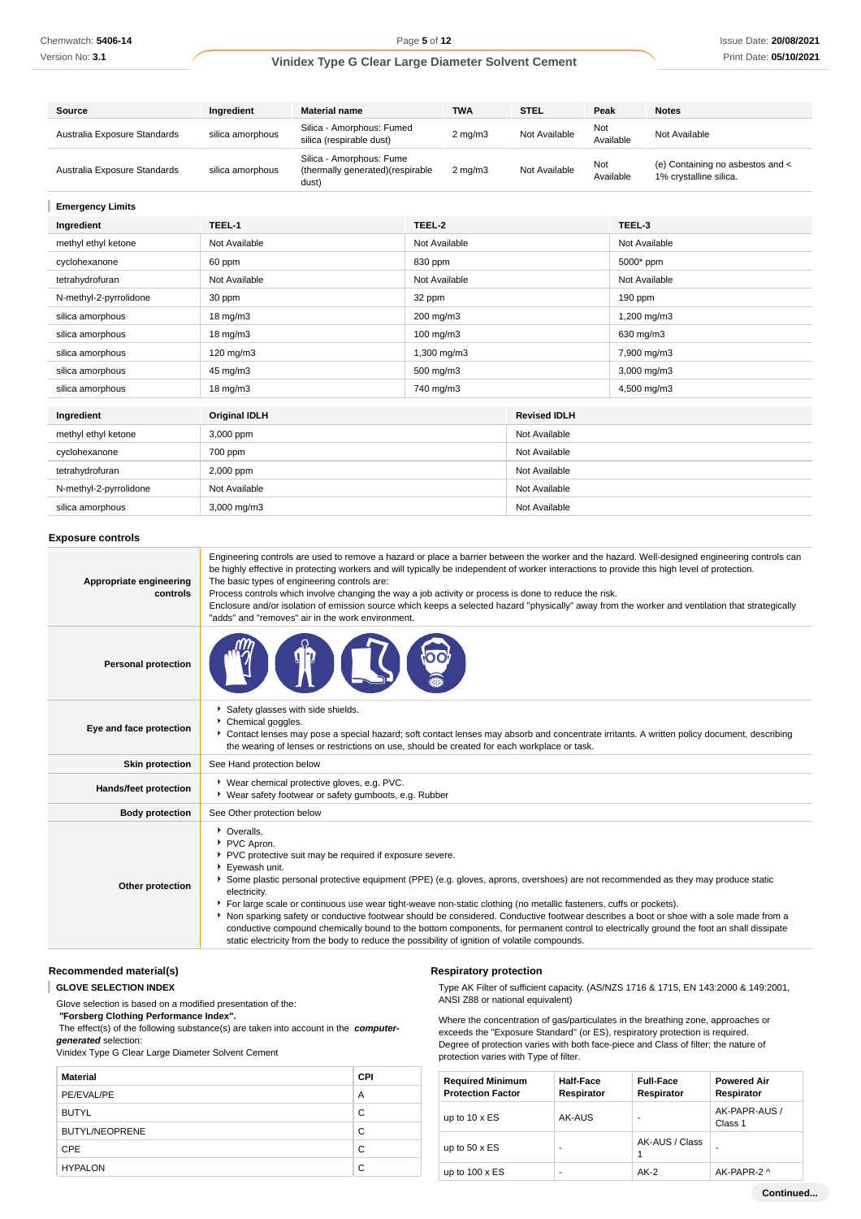| Source | Ingredient | Material name | TWA | STEL | Peak | Notes |
|---|---|---|---|---|---|---|
| Australia Exposure Standards | silica amorphous | Silica - Amorphous: Fumed silica (respirable dust) | 2 mg/m3 | Not Available | Not Available | Not Available |
| Australia Exposure Standards | silica amorphous | Silica - Amorphous: Fume (thermally generated)(respirable dust) | 2 mg/m3 | Not Available | Not Available | (e) Containing no asbestos and < 1% crystalline silica. |

### Emergency Limits

| Ingredient | TEEL-1 | TEEL-2 | TEEL-3 |
|---|---|---|---|
| methyl ethyl ketone | Not Available | Not Available | Not Available |
| cyclohexanone | 60 ppm | 830 ppm | 5000* ppm |
| tetrahydrofuran | Not Available | Not Available | Not Available |
| N-methyl-2-pyrrolidone | 30 ppm | 32 ppm | 190 ppm |
| silica amorphous | 18 mg/m3 | 200 mg/m3 | 1,200 mg/m3 |
| silica amorphous | 18 mg/m3 | 100 mg/m3 | 630 mg/m3 |
| silica amorphous | 120 mg/m3 | 1,300 mg/m3 | 7,900 mg/m3 |
| silica amorphous | 45 mg/m3 | 500 mg/m3 | 3,000 mg/m3 |
| silica amorphous | 18 mg/m3 | 740 mg/m3 | 4,500 mg/m3 |

| Ingredient | Original IDLH | Revised IDLH |
|---|---|---|
| methyl ethyl ketone | 3,000 ppm | Not Available |
| cyclohexanone | 700 ppm | Not Available |
| tetrahydrofuran | 2,000 ppm | Not Available |
| N-methyl-2-pyrrolidone | Not Available | Not Available |
| silica amorphous | 3,000 mg/m3 | Not Available |

## Exposure controls

| | |
|---|---|
| **Appropriate engineering controls** | Engineering controls are used to remove a hazard or place a barrier between the worker and the hazard. Well-designed engineering controls can be highly effective in protecting workers and will typically be independent of worker interactions to provide this high level of protection.<br>The basic types of engineering controls are:<br>Process controls which involve changing the way a job activity or process is done to reduce the risk.<br>Enclosure and/or isolation of emission source which keeps a selected hazard "physically" away from the worker and ventilation that strategically "adds" and "removes" air in the work environment. |
| **Personal protection** | |
| **Eye and face protection** | ▸ Safety glasses with side shields.<br>▸ Chemical goggles.<br>▸ Contact lenses may pose a special hazard; soft contact lenses may absorb and concentrate irritants. A written policy document, describing the wearing of lenses or restrictions on use, should be created for each workplace or task. |
| **Skin protection** | See Hand protection below |
| **Hands/feet protection** | ▸ Wear chemical protective gloves, e.g. PVC.<br>▸ Wear safety footwear or safety gumboots, e.g. Rubber |
| **Body protection** | See Other protection below |
| **Other protection** | ▸ Overalls.<br>▸ PVC Apron.<br>▸ PVC protective suit may be required if exposure severe.<br>▸ Eyewash unit.<br>▸ Some plastic personal protective equipment (PPE) (e.g. gloves, aprons, overshoes) are not recommended as they may produce static electricity.<br>▸ For large scale or continuous use wear tight-weave non-static clothing (no metallic fasteners, cuffs or pockets).<br>▸ Non sparking safety or conductive footwear should be considered. Conductive footwear describes a boot or shoe with a sole made from a conductive compound chemically bound to the bottom components, for permanent control to electrically ground the foot an shall dissipate static electricity from the body to reduce the possibility of ignition of volatile compounds. |

### Recommended material(s)

**GLOVE SELECTION INDEX**

Glove selection is based on a modified presentation of the:
***"Forsberg Clothing Performance Index".***
The effect(s) of the following substance(s) are taken into account in the ***computer-generated*** selection:
Vinidex Type G Clear Large Diameter Solvent Cement

| Material | CPI |
|---|---|
| PE/EVAL/PE | A |
| BUTYL | C |
| BUTYL/NEOPRENE | C |
| CPE | C |
| HYPALON | C |

### Respiratory protection

Type AK Filter of sufficient capacity. (AS/NZS 1716 & 1715, EN 143:2000 & 149:2001, ANSI Z88 or national equivalent)

Where the concentration of gas/particulates in the breathing zone, approaches or exceeds the "Exposure Standard" (or ES), respiratory protection is required.
Degree of protection varies with both face-piece and Class of filter; the nature of protection varies with Type of filter.

| Required Minimum Protection Factor | Half-Face Respirator | Full-Face Respirator | Powered Air Respirator |
|---|---|---|---|
| up to 10 x ES | AK-AUS | - | AK-PAPR-AUS / Class 1 |
| up to 50 x ES | - | AK-AUS / Class 1 | - |
| up to 100 x ES | - | AK-2 | AK-PAPR-2 ^ |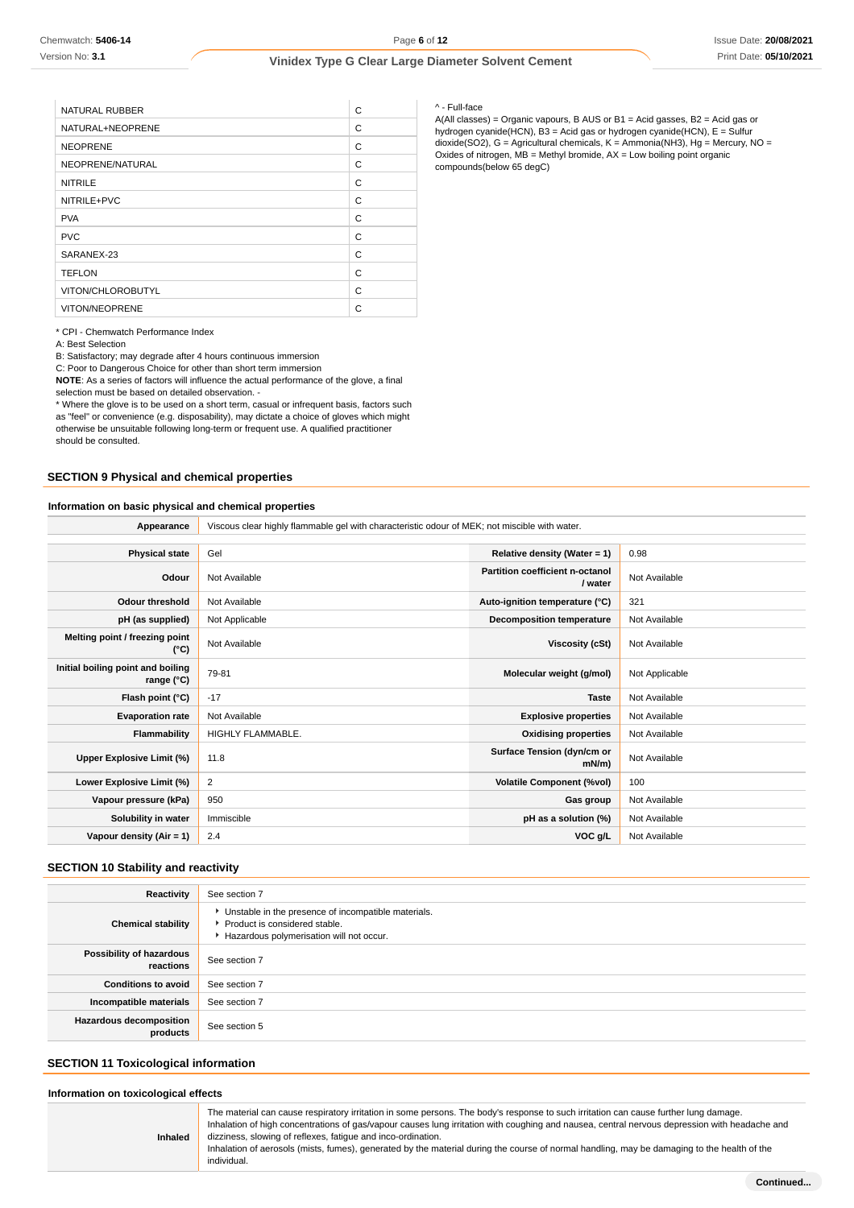| | |
|---|---|
| NATURAL RUBBER | C |
| NATURAL+NEOPRENE | C |
| NEOPRENE | C |
| NEOPRENE/NATURAL | C |
| NITRILE | C |
| NITRILE+PVC | C |
| PVA | C |
| PVC | C |
| SARANEX-23 | C |
| TEFLON | C |
| VITON/CHLOROBUTYL | C |
| VITON/NEOPRENE | C |

* CPI - Chemwatch Performance Index
A: Best Selection
B: Satisfactory; may degrade after 4 hours continuous immersion
C: Poor to Dangerous Choice for other than short term immersion
**NOTE**: As a series of factors will influence the actual performance of the glove, a final selection must be based on detailed observation. -
* Where the glove is to be used on a short term, casual or infrequent basis, factors such as "feel" or convenience (e.g. disposability), may dictate a choice of gloves which might otherwise be unsuitable following long-term or frequent use. A qualified practitioner should be consulted.

^ - Full-face
A(All classes) = Organic vapours, B AUS or B1 = Acid gasses, B2 = Acid gas or hydrogen cyanide(HCN), B3 = Acid gas or hydrogen cyanide(HCN), E = Sulfur dioxide(SO2), G = Agricultural chemicals, K = Ammonia(NH3), Hg = Mercury, NO = Oxides of nitrogen, MB = Methyl bromide, AX = Low boiling point organic compounds(below 65 degC)

## SECTION 9 Physical and chemical properties

### Information on basic physical and chemical properties

| | |
|---|---|
| **Appearance** | Viscous clear highly flammable gel with characteristic odour of MEK; not miscible with water. |

| | | | |
|---|---|---|---|
| **Physical state** | Gel | **Relative density (Water = 1)** | 0.98 |
| **Odour** | Not Available | **Partition coefficient n-octanol / water** | Not Available |
| **Odour threshold** | Not Available | **Auto-ignition temperature (°C)** | 321 |
| **pH (as supplied)** | Not Applicable | **Decomposition temperature** | Not Available |
| **Melting point / freezing point (°C)** | Not Available | **Viscosity (cSt)** | Not Available |
| **Initial boiling point and boiling range (°C)** | 79-81 | **Molecular weight (g/mol)** | Not Applicable |
| **Flash point (°C)** | -17 | **Taste** | Not Available |
| **Evaporation rate** | Not Available | **Explosive properties** | Not Available |
| **Flammability** | HIGHLY FLAMMABLE. | **Oxidising properties** | Not Available |
| **Upper Explosive Limit (%)** | 11.8 | **Surface Tension (dyn/cm or mN/m)** | Not Available |
| **Lower Explosive Limit (%)** | 2 | **Volatile Component (%vol)** | 100 |
| **Vapour pressure (kPa)** | 950 | **Gas group** | Not Available |
| **Solubility in water** | Immiscible | **pH as a solution (%)** | Not Available |
| **Vapour density (Air = 1)** | 2.4 | **VOC g/L** | Not Available |

## SECTION 10 Stability and reactivity

| | |
|---|---|
| **Reactivity** | See section 7 |
| **Chemical stability** | ▸ Unstable in the presence of incompatible materials.<br>▸ Product is considered stable.<br>▸ Hazardous polymerisation will not occur. |
| **Possibility of hazardous reactions** | See section 7 |
| **Conditions to avoid** | See section 7 |
| **Incompatible materials** | See section 7 |
| **Hazardous decomposition products** | See section 5 |

## SECTION 11 Toxicological information

### Information on toxicological effects

| | |
|---|---|
| **Inhaled** | The material can cause respiratory irritation in some persons. The body's response to such irritation can cause further lung damage.<br>Inhalation of high concentrations of gas/vapour causes lung irritation with coughing and nausea, central nervous depression with headache and dizziness, slowing of reflexes, fatigue and inco-ordination.<br>Inhalation of aerosols (mists, fumes), generated by the material during the course of normal handling, may be damaging to the health of the individual. |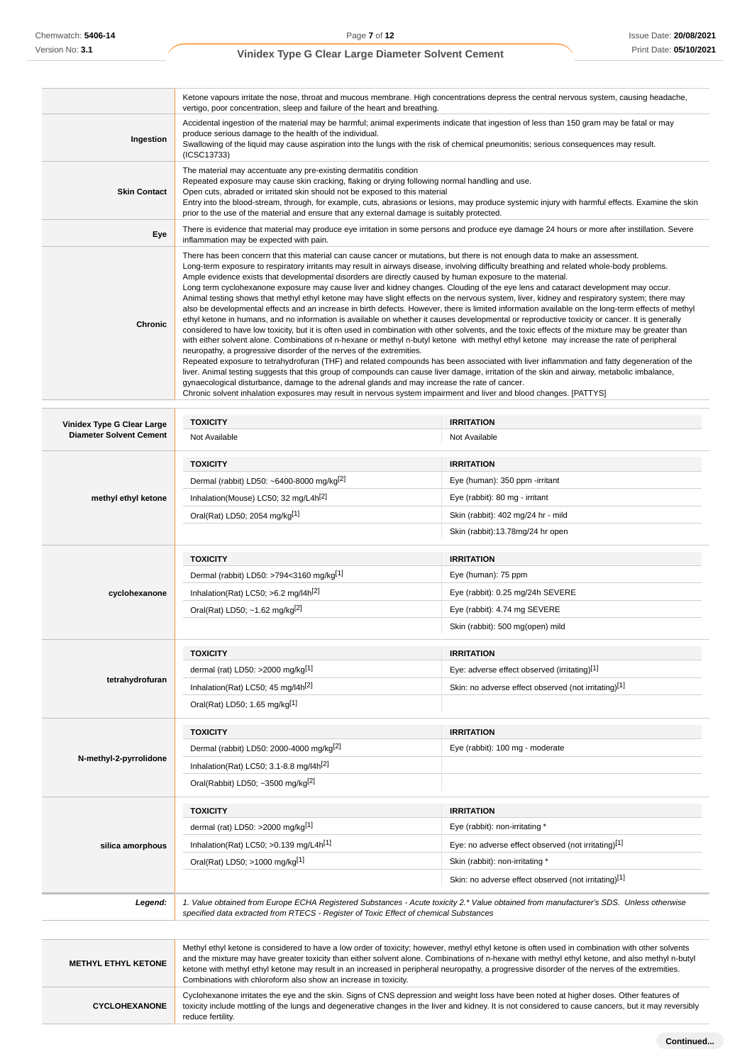| | |
|---|---|
| | Ketone vapours irritate the nose, throat and mucous membrane. High concentrations depress the central nervous system, causing headache, vertigo, poor concentration, sleep and failure of the heart and breathing. |
| **Ingestion** | Accidental ingestion of the material may be harmful; animal experiments indicate that ingestion of less than 150 gram may be fatal or may produce serious damage to the health of the individual.<br>Swallowing of the liquid may cause aspiration into the lungs with the risk of chemical pneumonitis; serious consequences may result. (ICSC13733) |
| **Skin Contact** | The material may accentuate any pre-existing dermatitis condition<br>Repeated exposure may cause skin cracking, flaking or drying following normal handling and use.<br>Open cuts, abraded or irritated skin should not be exposed to this material<br>Entry into the blood-stream, through, for example, cuts, abrasions or lesions, may produce systemic injury with harmful effects. Examine the skin prior to the use of the material and ensure that any external damage is suitably protected. |
| **Eye** | There is evidence that material may produce eye irritation in some persons and produce eye damage 24 hours or more after instillation. Severe inflammation may be expected with pain. |
| **Chronic** | There has been concern that this material can cause cancer or mutations, but there is not enough data to make an assessment.<br>Long-term exposure to respiratory irritants may result in airways disease, involving difficulty breathing and related whole-body problems.<br>Ample evidence exists that developmental disorders are directly caused by human exposure to the material.<br>Long term cyclohexanone exposure may cause liver and kidney changes. Clouding of the eye lens and cataract development may occur.<br>Animal testing shows that methyl ethyl ketone may have slight effects on the nervous system, liver, kidney and respiratory system; there may also be developmental effects and an increase in birth defects. However, there is limited information available on the long-term effects of methyl ethyl ketone in humans, and no information is available on whether it causes developmental or reproductive toxicity or cancer. It is generally considered to have low toxicity, but it is often used in combination with other solvents, and the toxic effects of the mixture may be greater than with either solvent alone. Combinations of n-hexane or methyl n-butyl ketone with methyl ethyl ketone may increase the rate of peripheral neuropathy, a progressive disorder of the nerves of the extremities.<br>Repeated exposure to tetrahydrofuran (THF) and related compounds has been associated with liver inflammation and fatty degeneration of the liver. Animal testing suggests that this group of compounds can cause liver damage, irritation of the skin and airway, metabolic imbalance, gynaecological disturbance, damage to the adrenal glands and may increase the rate of cancer.<br>Chronic solvent inhalation exposures may result in nervous system impairment and liver and blood changes. [PATTYS] |

| | TOXICITY | IRRITATION |
|---|---|---|
| **Vinidex Type G Clear Large Diameter Solvent Cement** | Not Available | Not Available |
| | **TOXICITY** | **IRRITATION** |
| **methyl ethyl ketone** | Dermal (rabbit) LD50: ~6400-8000 mg/kg[2] | Eye (human): 350 ppm -irritant |
| | Inhalation(Mouse) LC50; 32 mg/L4h[2] | Eye (rabbit): 80 mg - irritant |
| | Oral(Rat) LD50; 2054 mg/kg[1] | Skin (rabbit): 402 mg/24 hr - mild |
| | | Skin (rabbit):13.78mg/24 hr open |
| | **TOXICITY** | **IRRITATION** |
| **cyclohexanone** | Dermal (rabbit) LD50: >794<3160 mg/kg[1] | Eye (human): 75 ppm |
| | Inhalation(Rat) LC50; >6.2 mg/l4h[2] | Eye (rabbit): 0.25 mg/24h SEVERE |
| | Oral(Rat) LD50; ~1.62 mg/kg[2] | Eye (rabbit): 4.74 mg SEVERE |
| | | Skin (rabbit): 500 mg(open) mild |
| | **TOXICITY** | **IRRITATION** |
| **tetrahydrofuran** | dermal (rat) LD50: >2000 mg/kg[1] | Eye: adverse effect observed (irritating)[1] |
| | Inhalation(Rat) LC50; 45 mg/l4h[2] | Skin: no adverse effect observed (not irritating)[1] |
| | Oral(Rat) LD50; 1.65 mg/kg[1] | |
| | **TOXICITY** | **IRRITATION** |
| **N-methyl-2-pyrrolidone** | Dermal (rabbit) LD50: 2000-4000 mg/kg[2] | Eye (rabbit): 100 mg - moderate |
| | Inhalation(Rat) LC50; 3.1-8.8 mg/l4h[2] | |
| | Oral(Rabbit) LD50; ~3500 mg/kg[2] | |
| | **TOXICITY** | **IRRITATION** |
| **silica amorphous** | dermal (rat) LD50: >2000 mg/kg[1] | Eye (rabbit): non-irritating * |
| | Inhalation(Rat) LC50; >0.139 mg/L4h[1] | Eye: no adverse effect observed (not irritating)[1] |
| | Oral(Rat) LD50; >1000 mg/kg[1] | Skin (rabbit): non-irritating * |
| | | Skin: no adverse effect observed (not irritating)[1] |
| ***Legend:*** | *1. Value obtained from Europe ECHA Registered Substances - Acute toxicity 2.* Value obtained from manufacturer's SDS. Unless otherwise specified data extracted from RTECS - Register of Toxic Effect of chemical Substances* | |

| | |
|---|---|
| **METHYL ETHYL KETONE** | Methyl ethyl ketone is considered to have a low order of toxicity; however, methyl ethyl ketone is often used in combination with other solvents and the mixture may have greater toxicity than either solvent alone. Combinations of n-hexane with methyl ethyl ketone, and also methyl n-butyl ketone with methyl ethyl ketone may result in an increased in peripheral neuropathy, a progressive disorder of the nerves of the extremities. Combinations with chloroform also show an increase in toxicity. |
| **CYCLOHEXANONE** | Cyclohexanone irritates the eye and the skin. Signs of CNS depression and weight loss have been noted at higher doses. Other features of toxicity include mottling of the lungs and degenerative changes in the liver and kidney. It is not considered to cause cancers, but it may reversibly reduce fertility. |

**Continued...**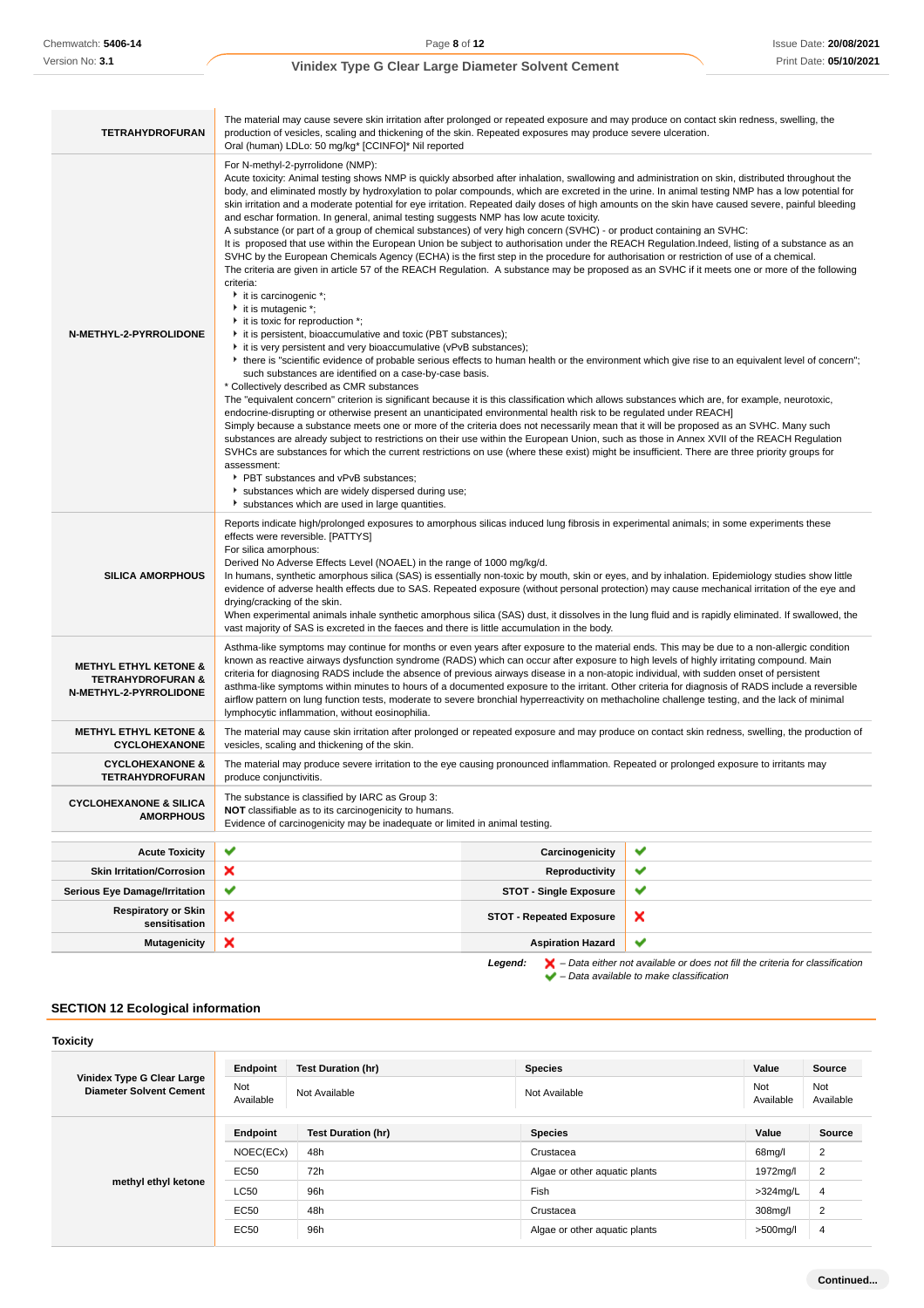| | |
|---|---|
| **TETRAHYDROFURAN** | The material may cause severe skin irritation after prolonged or repeated exposure and may produce on contact skin redness, swelling, the production of vesicles, scaling and thickening of the skin. Repeated exposures may produce severe ulceration.<br>Oral (human) LDLo: 50 mg/kg* [CCINFO]* Nil reported |
| **N-METHYL-2-PYRROLIDONE** | For N-methyl-2-pyrrolidone (NMP):<br>Acute toxicity: Animal testing shows NMP is quickly absorbed after inhalation, swallowing and administration on skin, distributed throughout the body, and eliminated mostly by hydroxylation to polar compounds, which are excreted in the urine. In animal testing NMP has a low potential for skin irritation and a moderate potential for eye irritation. Repeated daily doses of high amounts on the skin have caused severe, painful bleeding and eschar formation. In general, animal testing suggests NMP has low acute toxicity.<br>A substance (or part of a group of chemical substances) of very high concern (SVHC) - or product containing an SVHC:<br>It is proposed that use within the European Union be subject to authorisation under the REACH Regulation.Indeed, listing of a substance as an SVHC by the European Chemicals Agency (ECHA) is the first step in the procedure for authorisation or restriction of use of a chemical.<br>The criteria are given in article 57 of the REACH Regulation. A substance may be proposed as an SVHC if it meets one or more of the following criteria:<br>▸ it is carcinogenic *;<br>▸ it is mutagenic *;<br>▸ it is toxic for reproduction *;<br>▸ it is persistent, bioaccumulative and toxic (PBT substances);<br>▸ it is very persistent and very bioaccumulative (vPvB substances);<br>▸ there is "scientific evidence of probable serious effects to human health or the environment which give rise to an equivalent level of concern"; such substances are identified on a case-by-case basis.<br>* Collectively described as CMR substances<br>The "equivalent concern" criterion is significant because it is this classification which allows substances which are, for example, neurotoxic, endocrine-disrupting or otherwise present an unanticipated environmental health risk to be regulated under REACH]<br>Simply because a substance meets one or more of the criteria does not necessarily mean that it will be proposed as an SVHC. Many such substances are already subject to restrictions on their use within the European Union, such as those in Annex XVII of the REACH Regulation<br>SVHCs are substances for which the current restrictions on use (where these exist) might be insufficient. There are three priority groups for assessment:<br>▸ PBT substances and vPvB substances;<br>▸ substances which are widely dispersed during use;<br>▸ substances which are used in large quantities. |
| **SILICA AMORPHOUS** | Reports indicate high/prolonged exposures to amorphous silicas induced lung fibrosis in experimental animals; in some experiments these effects were reversible. [PATTYS]<br>For silica amorphous:<br>Derived No Adverse Effects Level (NOAEL) in the range of 1000 mg/kg/d.<br>In humans, synthetic amorphous silica (SAS) is essentially non-toxic by mouth, skin or eyes, and by inhalation. Epidemiology studies show little evidence of adverse health effects due to SAS. Repeated exposure (without personal protection) may cause mechanical irritation of the eye and drying/cracking of the skin.<br>When experimental animals inhale synthetic amorphous silica (SAS) dust, it dissolves in the lung fluid and is rapidly eliminated. If swallowed, the vast majority of SAS is excreted in the faeces and there is little accumulation in the body. |
| **METHYL ETHYL KETONE & TETRAHYDROFURAN & N-METHYL-2-PYRROLIDONE** | Asthma-like symptoms may continue for months or even years after exposure to the material ends. This may be due to a non-allergic condition known as reactive airways dysfunction syndrome (RADS) which can occur after exposure to high levels of highly irritating compound. Main criteria for diagnosing RADS include the absence of previous airways disease in a non-atopic individual, with sudden onset of persistent asthma-like symptoms within minutes to hours of a documented exposure to the irritant. Other criteria for diagnosis of RADS include a reversible airflow pattern on lung function tests, moderate to severe bronchial hyperreactivity on methacholine challenge testing, and the lack of minimal lymphocytic inflammation, without eosinophilia. |
| **METHYL ETHYL KETONE & CYCLOHEXANONE** | The material may cause skin irritation after prolonged or repeated exposure and may produce on contact skin redness, swelling, the production of vesicles, scaling and thickening of the skin. |
| **CYCLOHEXANONE & TETRAHYDROFURAN** | The material may produce severe irritation to the eye causing pronounced inflammation. Repeated or prolonged exposure to irritants may produce conjunctivitis. |
| **CYCLOHEXANONE & SILICA AMORPHOUS** | The substance is classified by IARC as Group 3:<br>**NOT** classifiable as to its carcinogenicity to humans.<br>Evidence of carcinogenicity may be inadequate or limited in animal testing. |

| | | | |
|---|---|---|---|
| **Acute Toxicity** | ✔ | **Carcinogenicity** | ✔ |
| **Skin Irritation/Corrosion** | ✘ | **Reproductivity** | ✔ |
| **Serious Eye Damage/Irritation** | ✔ | **STOT - Single Exposure** | ✔ |
| **Respiratory or Skin sensitisation** | ✘ | **STOT - Repeated Exposure** | ✘ |
| **Mutagenicity** | ✘ | **Aspiration Hazard** | ✔ |

***Legend:*** ✘ *– Data either not available or does not fill the criteria for classification*
✔ *– Data available to make classification*

## SECTION 12 Ecological information

### Toxicity

**Vinidex Type G Clear Large Diameter Solvent Cement**

| Endpoint | Test Duration (hr) | Species | Value | Source |
|---|---|---|---|---|
| Not Available | Not Available | Not Available | Not Available | Not Available |

**methyl ethyl ketone**

| Endpoint | Test Duration (hr) | Species | Value | Source |
|---|---|---|---|---|
| NOEC(ECx) | 48h | Crustacea | 68mg/l | 2 |
| EC50 | 72h | Algae or other aquatic plants | 1972mg/l | 2 |
| LC50 | 96h | Fish | >324mg/L | 4 |
| EC50 | 48h | Crustacea | 308mg/l | 2 |
| EC50 | 96h | Algae or other aquatic plants | >500mg/l | 4 |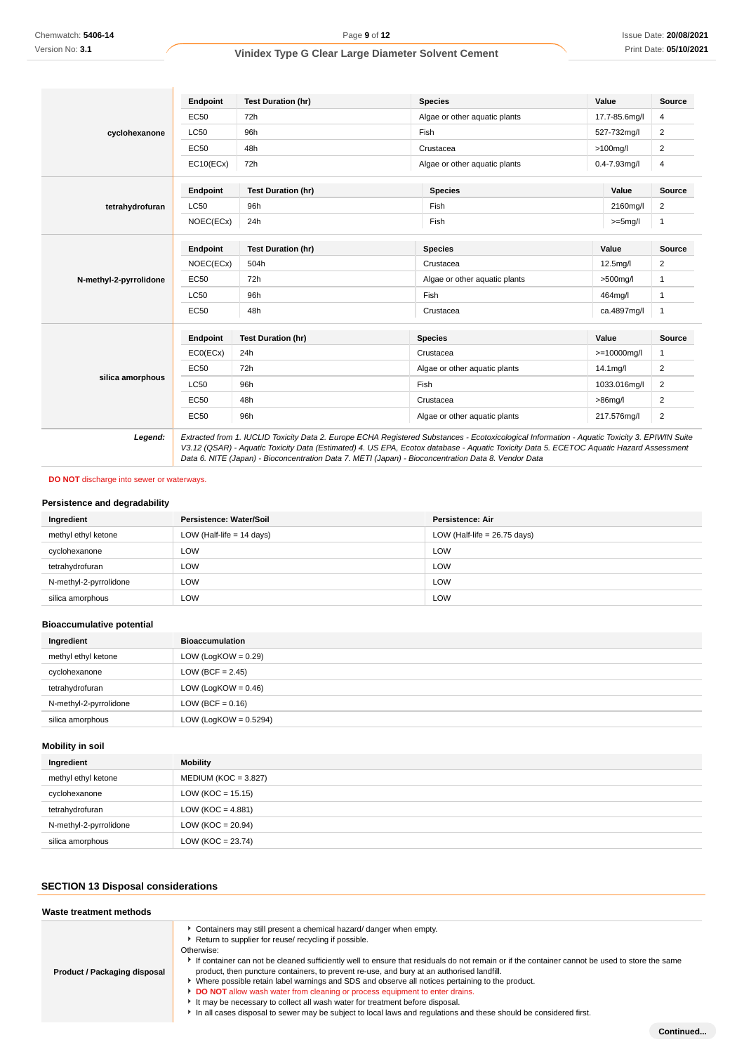| | Endpoint | Test Duration (hr) | Species | Value | Source |
|---|---|---|---|---|---|
| **cyclohexanone** | EC50 | 72h | Algae or other aquatic plants | 17.7-85.6mg/l | 4 |
| | LC50 | 96h | Fish | 527-732mg/l | 2 |
| | EC50 | 48h | Crustacea | >100mg/l | 2 |
| | EC10(ECx) | 72h | Algae or other aquatic plants | 0.4-7.93mg/l | 4 |

| | Endpoint | Test Duration (hr) | Species | Value | Source |
|---|---|---|---|---|---|
| **tetrahydrofuran** | LC50 | 96h | Fish | 2160mg/l | 2 |
| | NOEC(ECx) | 24h | Fish | >=5mg/l | 1 |

| | Endpoint | Test Duration (hr) | Species | Value | Source |
|---|---|---|---|---|---|
| **N-methyl-2-pyrrolidone** | NOEC(ECx) | 504h | Crustacea | 12.5mg/l | 2 |
| | EC50 | 72h | Algae or other aquatic plants | >500mg/l | 1 |
| | LC50 | 96h | Fish | 464mg/l | 1 |
| | EC50 | 48h | Crustacea | ca.4897mg/l | 1 |

| | Endpoint | Test Duration (hr) | Species | Value | Source |
|---|---|---|---|---|---|
| **silica amorphous** | EC0(ECx) | 24h | Crustacea | >=10000mg/l | 1 |
| | EC50 | 72h | Algae or other aquatic plants | 14.1mg/l | 2 |
| | LC50 | 96h | Fish | 1033.016mg/l | 2 |
| | EC50 | 48h | Crustacea | >86mg/l | 2 |
| | EC50 | 96h | Algae or other aquatic plants | 217.576mg/l | 2 |

***Legend:*** *Extracted from 1. IUCLID Toxicity Data 2. Europe ECHA Registered Substances - Ecotoxicological Information - Aquatic Toxicity 3. EPIWIN Suite V3.12 (QSAR) - Aquatic Toxicity Data (Estimated) 4. US EPA, Ecotox database - Aquatic Toxicity Data 5. ECETOC Aquatic Hazard Assessment Data 6. NITE (Japan) - Bioconcentration Data 7. METI (Japan) - Bioconcentration Data 8. Vendor Data*

**DO NOT** discharge into sewer or waterways.

### Persistence and degradability

| Ingredient | Persistence: Water/Soil | Persistence: Air |
|---|---|---|
| methyl ethyl ketone | LOW (Half-life = 14 days) | LOW (Half-life = 26.75 days) |
| cyclohexanone | LOW | LOW |
| tetrahydrofuran | LOW | LOW |
| N-methyl-2-pyrrolidone | LOW | LOW |
| silica amorphous | LOW | LOW |

### Bioaccumulative potential

| Ingredient | Bioaccumulation |
|---|---|
| methyl ethyl ketone | LOW (LogKOW = 0.29) |
| cyclohexanone | LOW (BCF = 2.45) |
| tetrahydrofuran | LOW (LogKOW = 0.46) |
| N-methyl-2-pyrrolidone | LOW (BCF = 0.16) |
| silica amorphous | LOW (LogKOW = 0.5294) |

### Mobility in soil

| Ingredient | Mobility |
|---|---|
| methyl ethyl ketone | MEDIUM (KOC = 3.827) |
| cyclohexanone | LOW (KOC = 15.15) |
| tetrahydrofuran | LOW (KOC = 4.881) |
| N-methyl-2-pyrrolidone | LOW (KOC = 20.94) |
| silica amorphous | LOW (KOC = 23.74) |

## SECTION 13 Disposal considerations

### Waste treatment methods

**Product / Packaging disposal**

- Containers may still present a chemical hazard/ danger when empty.
- Return to supplier for reuse/ recycling if possible.

Otherwise:

- If container can not be cleaned sufficiently well to ensure that residuals do not remain or if the container cannot be used to store the same product, then puncture containers, to prevent re-use, and bury at an authorised landfill.
- Where possible retain label warnings and SDS and observe all notices pertaining to the product.
- **DO NOT** allow wash water from cleaning or process equipment to enter drains.
- It may be necessary to collect all wash water for treatment before disposal.
- In all cases disposal to sewer may be subject to local laws and regulations and these should be considered first.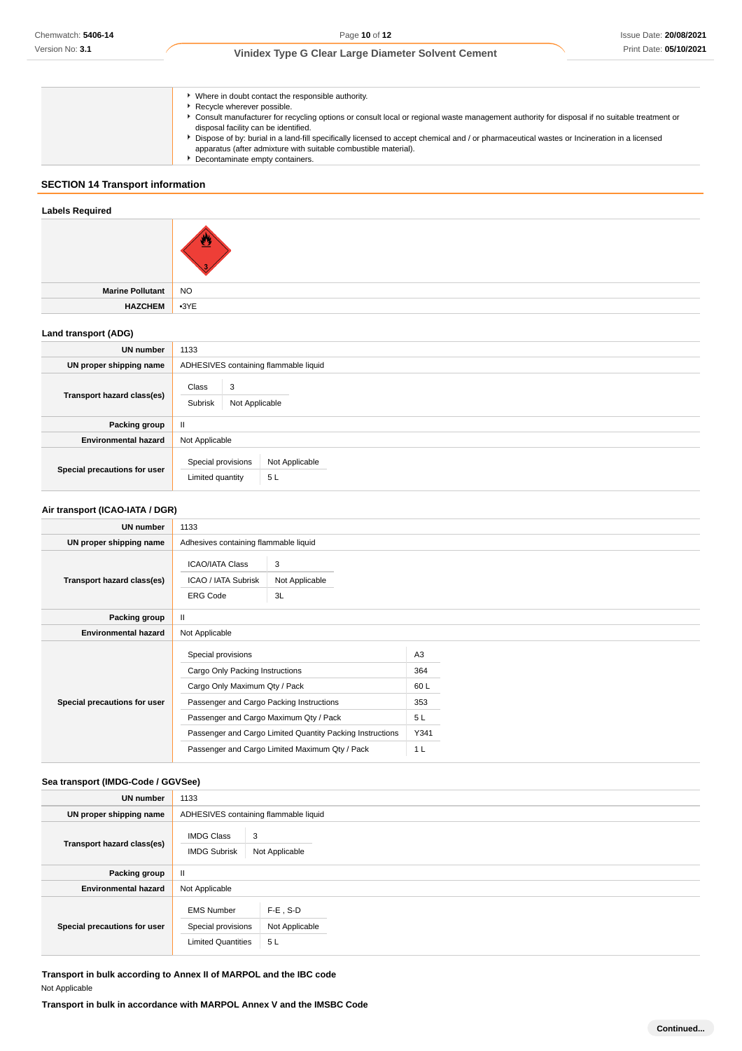|  |  |
|---|---|
|  | - Where in doubt contact the responsible authority.<br>- Recycle wherever possible.<br>- Consult manufacturer for recycling options or consult local or regional waste management authority for disposal if no suitable treatment or disposal facility can be identified.<br>- Dispose of by: burial in a land-fill specifically licensed to accept chemical and / or pharmaceutical wastes or Incineration in a licensed apparatus (after admixture with suitable combustible material).<br>- Decontaminate empty containers. |

## SECTION 14 Transport information

### Labels Required

|  |  |
|---|---|
|  |  |
| **Marine Pollutant** | NO |
| **HAZCHEM** | •3YE |

### Land transport (ADG)

| | |
|---|---|
| **UN number** | 1133 |
| **UN proper shipping name** | ADHESIVES containing flammable liquid |
| **Transport hazard class(es)** | Class: 3<br>Subrisk: Not Applicable |
| **Packing group** | II |
| **Environmental hazard** | Not Applicable |
| **Special precautions for user** | Special provisions: Not Applicable<br>Limited quantity: 5 L |

### Air transport (ICAO-IATA / DGR)

| | |
|---|---|
| **UN number** | 1133 |
| **UN proper shipping name** | Adhesives containing flammable liquid |
| **Transport hazard class(es)** | ICAO/IATA Class: 3<br>ICAO / IATA Subrisk: Not Applicable<br>ERG Code: 3L |
| **Packing group** | II |
| **Environmental hazard** | Not Applicable |
| **Special precautions for user** | Special provisions: A3<br>Cargo Only Packing Instructions: 364<br>Cargo Only Maximum Qty / Pack: 60 L<br>Passenger and Cargo Packing Instructions: 353<br>Passenger and Cargo Maximum Qty / Pack: 5 L<br>Passenger and Cargo Limited Quantity Packing Instructions: Y341<br>Passenger and Cargo Limited Maximum Qty / Pack: 1 L |

### Sea transport (IMDG-Code / GGVSee)

| | |
|---|---|
| **UN number** | 1133 |
| **UN proper shipping name** | ADHESIVES containing flammable liquid |
| **Transport hazard class(es)** | IMDG Class: 3<br>IMDG Subrisk: Not Applicable |
| **Packing group** | II |
| **Environmental hazard** | Not Applicable |
| **Special precautions for user** | EMS Number: F-E , S-D<br>Special provisions: Not Applicable<br>Limited Quantities: 5 L |

**Transport in bulk according to Annex II of MARPOL and the IBC code**

Not Applicable

**Transport in bulk in accordance with MARPOL Annex V and the IMSBC Code**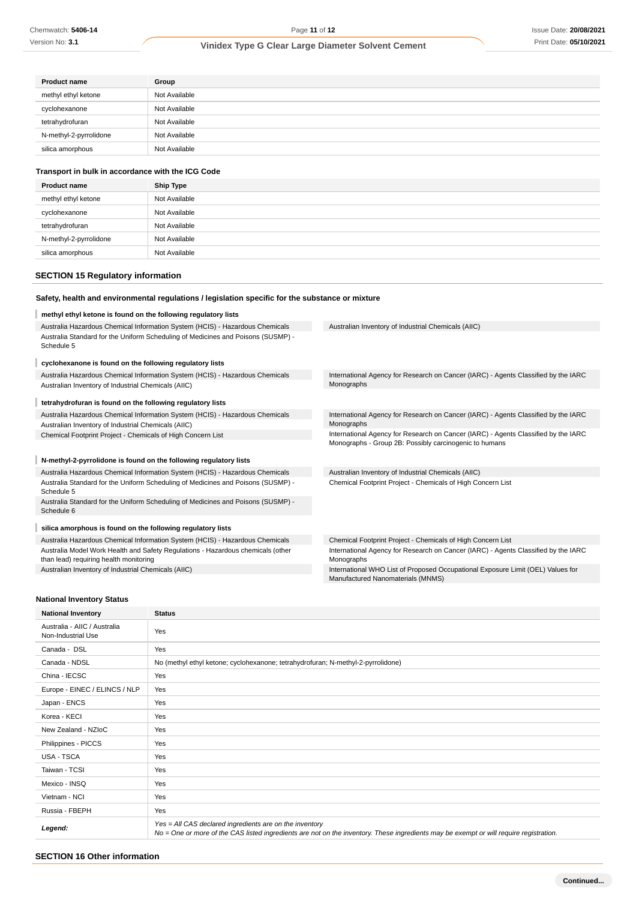| Product name | Group |
| --- | --- |
| methyl ethyl ketone | Not Available |
| cyclohexanone | Not Available |
| tetrahydrofuran | Not Available |
| N-methyl-2-pyrrolidone | Not Available |
| silica amorphous | Not Available |

### Transport in bulk in accordance with the ICG Code

| Product name | Ship Type |
| --- | --- |
| methyl ethyl ketone | Not Available |
| cyclohexanone | Not Available |
| tetrahydrofuran | Not Available |
| N-methyl-2-pyrrolidone | Not Available |
| silica amorphous | Not Available |

## SECTION 15 Regulatory information

### Safety, health and environmental regulations / legislation specific for the substance or mixture

**methyl ethyl ketone is found on the following regulatory lists**

Australia Hazardous Chemical Information System (HCIS) - Hazardous Chemicals
Australia Standard for the Uniform Scheduling of Medicines and Poisons (SUSMP) - Schedule 5
Australian Inventory of Industrial Chemicals (AIIC)

**cyclohexanone is found on the following regulatory lists**

Australia Hazardous Chemical Information System (HCIS) - Hazardous Chemicals
Australian Inventory of Industrial Chemicals (AIIC)
International Agency for Research on Cancer (IARC) - Agents Classified by the IARC Monographs

**tetrahydrofuran is found on the following regulatory lists**

Australia Hazardous Chemical Information System (HCIS) - Hazardous Chemicals
Australian Inventory of Industrial Chemicals (AIIC)
Chemical Footprint Project - Chemicals of High Concern List
International Agency for Research on Cancer (IARC) - Agents Classified by the IARC Monographs
International Agency for Research on Cancer (IARC) - Agents Classified by the IARC Monographs - Group 2B: Possibly carcinogenic to humans

**N-methyl-2-pyrrolidone is found on the following regulatory lists**

Australia Hazardous Chemical Information System (HCIS) - Hazardous Chemicals
Australia Standard for the Uniform Scheduling of Medicines and Poisons (SUSMP) - Schedule 5
Australia Standard for the Uniform Scheduling of Medicines and Poisons (SUSMP) - Schedule 6
Australian Inventory of Industrial Chemicals (AIIC)
Chemical Footprint Project - Chemicals of High Concern List

**silica amorphous is found on the following regulatory lists**

Australia Hazardous Chemical Information System (HCIS) - Hazardous Chemicals
Australia Model Work Health and Safety Regulations - Hazardous chemicals (other than lead) requiring health monitoring
Australian Inventory of Industrial Chemicals (AIIC)
Chemical Footprint Project - Chemicals of High Concern List
International Agency for Research on Cancer (IARC) - Agents Classified by the IARC Monographs
International WHO List of Proposed Occupational Exposure Limit (OEL) Values for Manufactured Nanomaterials (MNMS)

### National Inventory Status

| National Inventory | Status |
| --- | --- |
| Australia - AIIC / Australia Non-Industrial Use | Yes |
| Canada - DSL | Yes |
| Canada - NDSL | No (methyl ethyl ketone; cyclohexanone; tetrahydrofuran; N-methyl-2-pyrrolidone) |
| China - IECSC | Yes |
| Europe - EINEC / ELINCS / NLP | Yes |
| Japan - ENCS | Yes |
| Korea - KECI | Yes |
| New Zealand - NZIoC | Yes |
| Philippines - PICCS | Yes |
| USA - TSCA | Yes |
| Taiwan - TCSI | Yes |
| Mexico - INSQ | Yes |
| Vietnam - NCI | Yes |
| Russia - FBEPH | Yes |
| ***Legend:*** | *Yes = All CAS declared ingredients are on the inventory*<br>*No = One or more of the CAS listed ingredients are not on the inventory. These ingredients may be exempt or will require registration.* |

## SECTION 16 Other information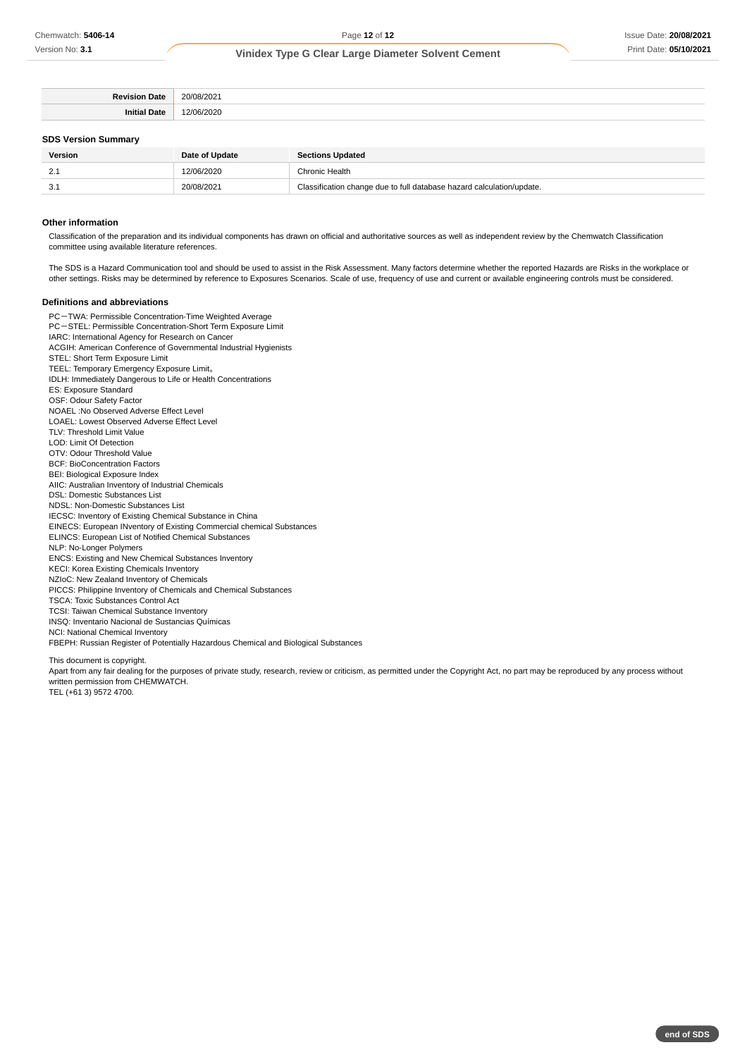| | |
|---|---|
| **Revision Date** | 20/08/2021 |
| **Initial Date** | 12/06/2020 |

### SDS Version Summary

| Version | Date of Update | Sections Updated |
|---|---|---|
| 2.1 | 12/06/2020 | Chronic Health |
| 3.1 | 20/08/2021 | Classification change due to full database hazard calculation/update. |

### Other information

Classification of the preparation and its individual components has drawn on official and authoritative sources as well as independent review by the Chemwatch Classification committee using available literature references.

The SDS is a Hazard Communication tool and should be used to assist in the Risk Assessment. Many factors determine whether the reported Hazards are Risks in the workplace or other settings. Risks may be determined by reference to Exposures Scenarios. Scale of use, frequency of use and current or available engineering controls must be considered.

### Definitions and abbreviations

PC－TWA: Permissible Concentration-Time Weighted Average
PC－STEL: Permissible Concentration-Short Term Exposure Limit
IARC: International Agency for Research on Cancer
ACGIH: American Conference of Governmental Industrial Hygienists
STEL: Short Term Exposure Limit
TEEL: Temporary Emergency Exposure Limit。
IDLH: Immediately Dangerous to Life or Health Concentrations
ES: Exposure Standard
OSF: Odour Safety Factor
NOAEL :No Observed Adverse Effect Level
LOAEL: Lowest Observed Adverse Effect Level
TLV: Threshold Limit Value
LOD: Limit Of Detection
OTV: Odour Threshold Value
BCF: BioConcentration Factors
BEI: Biological Exposure Index
AIIC: Australian Inventory of Industrial Chemicals
DSL: Domestic Substances List
NDSL: Non-Domestic Substances List
IECSC: Inventory of Existing Chemical Substance in China
EINECS: European INventory of Existing Commercial chemical Substances
ELINCS: European List of Notified Chemical Substances
NLP: No-Longer Polymers
ENCS: Existing and New Chemical Substances Inventory
KECI: Korea Existing Chemicals Inventory
NZIoC: New Zealand Inventory of Chemicals
PICCS: Philippine Inventory of Chemicals and Chemical Substances
TSCA: Toxic Substances Control Act
TCSI: Taiwan Chemical Substance Inventory
INSQ: Inventario Nacional de Sustancias Químicas
NCI: National Chemical Inventory
FBEPH: Russian Register of Potentially Hazardous Chemical and Biological Substances

This document is copyright.
Apart from any fair dealing for the purposes of private study, research, review or criticism, as permitted under the Copyright Act, no part may be reproduced by any process without written permission from CHEMWATCH.
TEL (+61 3) 9572 4700.

end of SDS